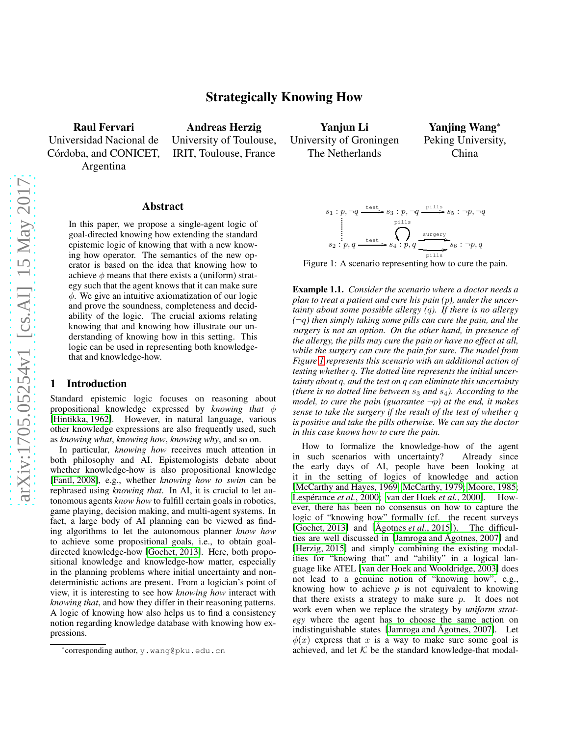# Strategically Knowing How

**Raul Fervari**
Universidad Nacional de Córdoba, and CONICET, Argentina

**Andreas Herzig**
University of Toulouse, IRIT, Toulouse, France

**Yanjun Li**
University of Groningen
The Netherlands

**Yanjing Wang***
Peking University, China

## Abstract

In this paper, we propose a single-agent logic of goal-directed knowing how extending the standard epistemic logic of knowing that with a new knowing how operator. The semantics of the new operator is based on the idea that knowing how to achieve $\phi$ means that there exists a (uniform) strategy such that the agent knows that it can make sure $\phi$. We give an intuitive axiomatization of our logic and prove the soundness, completeness and decidability of the logic. The crucial axioms relating knowing that and knowing how illustrate our understanding of knowing how in this setting. This logic can be used in representing both knowledge-that and knowledge-how.

## 1 Introduction

Standard epistemic logic focuses on reasoning about propositional knowledge expressed by *knowing that* $\phi$ [Hintikka, 1962]. However, in natural language, various other knowledge expressions are also frequently used, such as *knowing what*, *knowing how*, *knowing why*, and so on.

In particular, *knowing how* receives much attention in both philosophy and AI. Epistemologists debate about whether knowledge-how is also propositional knowledge [Fantl, 2008], e.g., whether *knowing how to swim* can be rephrased using *knowing that*. In AI, it is crucial to let autonomous agents *know how* to fulfill certain goals in robotics, game playing, decision making, and multi-agent systems. In fact, a large body of AI planning can be viewed as finding algorithms to let the autonomous planner *know how* to achieve some propositional goals, i.e., to obtain goal-directed knowledge-how [Gochet, 2013]. Here, both propositional knowledge and knowledge-how matter, especially in the planning problems where initial uncertainty and non-deterministic actions are present. From a logician's point of view, it is interesting to see how *knowing how* interact with *knowing that*, and how they differ in their reasoning patterns. A logic of knowing how also helps us to find a consistency notion regarding knowledge database with knowing how expressions.

*corresponding author, y.wang@pku.edu.cn

Figure 1: A scenario representing how to cure the pain.

**Example 1.1.** *Consider the scenario where a doctor needs a plan to treat a patient and cure his pain ($p$), under the uncertainty about some possible allergy ($q$). If there is no allergy ($\neg q$) then simply taking some pills can cure the pain, and the surgery is not an option. On the other hand, in presence of the allergy, the pills may cure the pain or have no effect at all, while the surgery can cure the pain for sure. The model from Figure 1 represents this scenario with an additional action of testing whether $q$. The dotted line represents the initial uncertainty about $q$, and the test on $q$ can eliminate this uncertainty (there is no dotted line between $s_3$ and $s_4$). According to the model, to cure the pain (guarantee $\neg p$) at the end, it makes sense to take the surgery if the result of the test of whether $q$ is positive and take the pills otherwise. We can say the doctor in this case knows how to cure the pain.*

How to formalize the knowledge-how of the agent in such scenarios with uncertainty? Already since the early days of AI, people have been looking at it in the setting of logics of knowledge and action [McCarthy and Hayes, 1969; McCarthy, 1979; Moore, 1985; Lespérance *et al.*, 2000; van der Hoek *et al.*, 2000]. However, there has been no consensus on how to capture the logic of "knowing how" formally (cf. the recent surveys [Gochet, 2013] and [Ågotnes *et al.*, 2015]). The difficulties are well discussed in [Jamroga and Ågotnes, 2007] and [Herzig, 2015] and simply combining the existing modalities for "knowing that" and "ability" in a logical language like ATEL [van der Hoek and Wooldridge, 2003] does not lead to a genuine notion of "knowing how", e.g., knowing how to achieve $p$ is not equivalent to knowing that there exists a strategy to make sure $p$. It does not work even when we replace the strategy by *uniform strategy* where the agent has to choose the same action on indistinguishable states [Jamroga and Ågotnes, 2007]. Let $\phi(x)$ express that $x$ is a way to make sure some goal is achieved, and let $\mathcal{K}$ be the standard knowledge-that modal-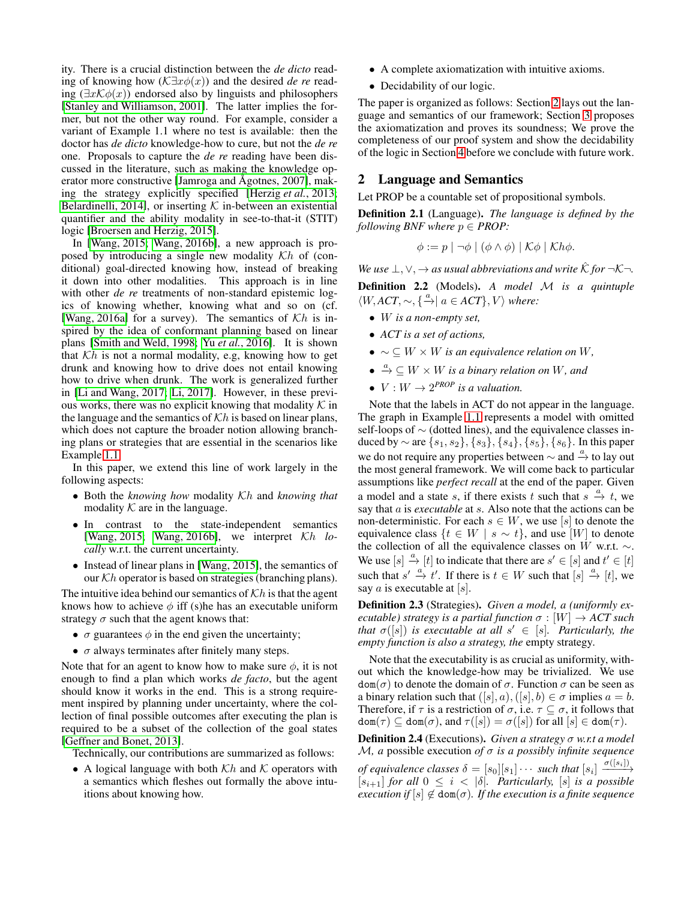ity. There is a crucial distinction between the *de dicto* reading of knowing how ($\mathcal{K}\exists x\phi(x)$) and the desired *de re* reading ($\exists x\mathcal{K}\phi(x)$) endorsed also by linguists and philosophers [Stanley and Williamson, 2001]. The latter implies the former, but not the other way round. For example, consider a variant of Example 1.1 where no test is available: then the doctor has *de dicto* knowledge-how to cure, but not the *de re* one. Proposals to capture the *de re* reading have been discussed in the literature, such as making the knowledge operator more constructive [Jamroga and Ågotnes, 2007], making the strategy explicitly specified [Herzig *et al.*, 2013; Belardinelli, 2014], or inserting $\mathcal{K}$ in-between an existential quantifier and the ability modality in see-to-that-it (STIT) logic [Broersen and Herzig, 2015].

In [Wang, 2015; Wang, 2016b], a new approach is proposed by introducing a single new modality $\mathcal{K}h$ of (conditional) goal-directed knowing how, instead of breaking it down into other modalities. This approach is in line with other *de re* treatments of non-standard epistemic logics of knowing whether, knowing what and so on (cf. [Wang, 2016a] for a survey). The semantics of $\mathcal{K}h$ is inspired by the idea of conformant planning based on linear plans [Smith and Weld, 1998; Yu *et al.*, 2016]. It is shown that $\mathcal{K}h$ is not a normal modality, e.g, knowing how to get drunk and knowing how to drive does not entail knowing how to drive when drunk. The work is generalized further in [Li and Wang, 2017; Li, 2017]. However, in these previous works, there was no explicit knowing that modality $\mathcal{K}$ in the language and the semantics of $\mathcal{K}h$ is based on linear plans, which does not capture the broader notion allowing branching plans or strategies that are essential in the scenarios like Example 1.1.

In this paper, we extend this line of work largely in the following aspects:

- Both the *knowing how* modality $\mathcal{K}h$ and *knowing that* modality $\mathcal{K}$ are in the language.
- In contrast to the state-independent semantics [Wang, 2015; Wang, 2016b], we interpret $\mathcal{K}h$ *locally* w.r.t. the current uncertainty.
- Instead of linear plans in [Wang, 2015], the semantics of our $\mathcal{K}h$ operator is based on strategies (branching plans).

The intuitive idea behind our semantics of $\mathcal{K}h$ is that the agent knows how to achieve $\phi$ iff (s)he has an executable uniform strategy $\sigma$ such that the agent knows that:

- $\sigma$ guarantees $\phi$ in the end given the uncertainty;
- $\sigma$ always terminates after finitely many steps.

Note that for an agent to know how to make sure $\phi$, it is not enough to find a plan which works *de facto*, but the agent should know it works in the end. This is a strong requirement inspired by planning under uncertainty, where the collection of final possible outcomes after executing the plan is required to be a subset of the collection of the goal states [Geffner and Bonet, 2013].

Technically, our contributions are summarized as follows:

- A logical language with both $\mathcal{K}h$ and $\mathcal{K}$ operators with a semantics which fleshes out formally the above intuitions about knowing how.
- A complete axiomatization with intuitive axioms.
- Decidability of our logic.

The paper is organized as follows: Section 2 lays out the language and semantics of our framework; Section 3 proposes the axiomatization and proves its soundness; We prove the completeness of our proof system and show the decidability of the logic in Section 4 before we conclude with future work.

## 2 Language and Semantics

Let PROP be a countable set of propositional symbols.

**Definition 2.1** (Language). *The language is defined by the following BNF where $p \in$ PROP:*

$$\phi := p \mid \neg\phi \mid (\phi \wedge \phi) \mid \mathcal{K}\phi \mid \mathcal{K}h\phi.$$

*We use $\bot, \vee, \to$ as usual abbreviations and write $\hat{\mathcal{K}}$ for $\neg\mathcal{K}\neg$.*

**Definition 2.2** (Models). *A model $\mathcal{M}$ is a quintuple $\langle W, ACT, \sim, \{\xrightarrow{a} \mid a \in ACT\}, V\rangle$ where:*

- *$W$ is a non-empty set,*
- *$ACT$ is a set of actions,*
- *$\sim \subseteq W \times W$ is an equivalence relation on $W$,*
- *$\xrightarrow{a} \subseteq W \times W$ is a binary relation on $W$, and*
- *$V : W \to 2^{PROP}$ is a valuation.*

Note that the labels in ACT do not appear in the language. The graph in Example 1.1 represents a model with omitted self-loops of $\sim$ (dotted lines), and the equivalence classes induced by $\sim$ are $\{s_1, s_2\}, \{s_3\}, \{s_4\}, \{s_5\}, \{s_6\}$. In this paper we do not require any properties between $\sim$ and $\xrightarrow{a}$ to lay out the most general framework. We will come back to particular assumptions like *perfect recall* at the end of the paper. Given a model and a state $s$, if there exists $t$ such that $s \xrightarrow{a} t$, we say that $a$ is *executable* at $s$. Also note that the actions can be non-deterministic. For each $s \in W$, we use $[s]$ to denote the equivalence class $\{t \in W \mid s \sim t\}$, and use $[W]$ to denote the collection of all the equivalence classes on $W$ w.r.t. $\sim$. We use $[s] \xrightarrow{a} [t]$ to indicate that there are $s' \in [s]$ and $t' \in [t]$ such that $s' \xrightarrow{a} t'$. If there is $t \in W$ such that $[s] \xrightarrow{a} [t]$, we say $a$ is executable at $[s]$.

**Definition 2.3** (Strategies). *Given a model, a (uniformly executable) strategy is a partial function $\sigma : [W] \to ACT$ such that $\sigma([s])$ is executable at all $s' \in [s]$. Particularly, the empty function is also a strategy, the* empty strategy.

Note that the executability is as crucial as uniformity, without which the knowledge-how may be trivialized. We use $\mathtt{dom}(\sigma)$ to denote the domain of $\sigma$. Function $\sigma$ can be seen as a binary relation such that $([s], a), ([s], b) \in \sigma$ implies $a = b$. Therefore, if $\tau$ is a restriction of $\sigma$, i.e. $\tau \subseteq \sigma$, it follows that $\mathtt{dom}(\tau) \subseteq \mathtt{dom}(\sigma)$, and $\tau([s]) = \sigma([s])$ for all $[s] \in \mathtt{dom}(\tau)$.

**Definition 2.4** (Executions). *Given a strategy $\sigma$ w.r.t a model $\mathcal{M}$, a* possible execution *of $\sigma$ is a possibly infinite sequence of equivalence classes $\delta = [s_0][s_1]\cdots$ such that $[s_i] \xrightarrow{\sigma([s_i])} [s_{i+1}]$ for all $0 \le i < |\delta|$. Particularly, $[s]$ is a possible execution if $[s] \notin \mathtt{dom}(\sigma)$. If the execution is a finite sequence*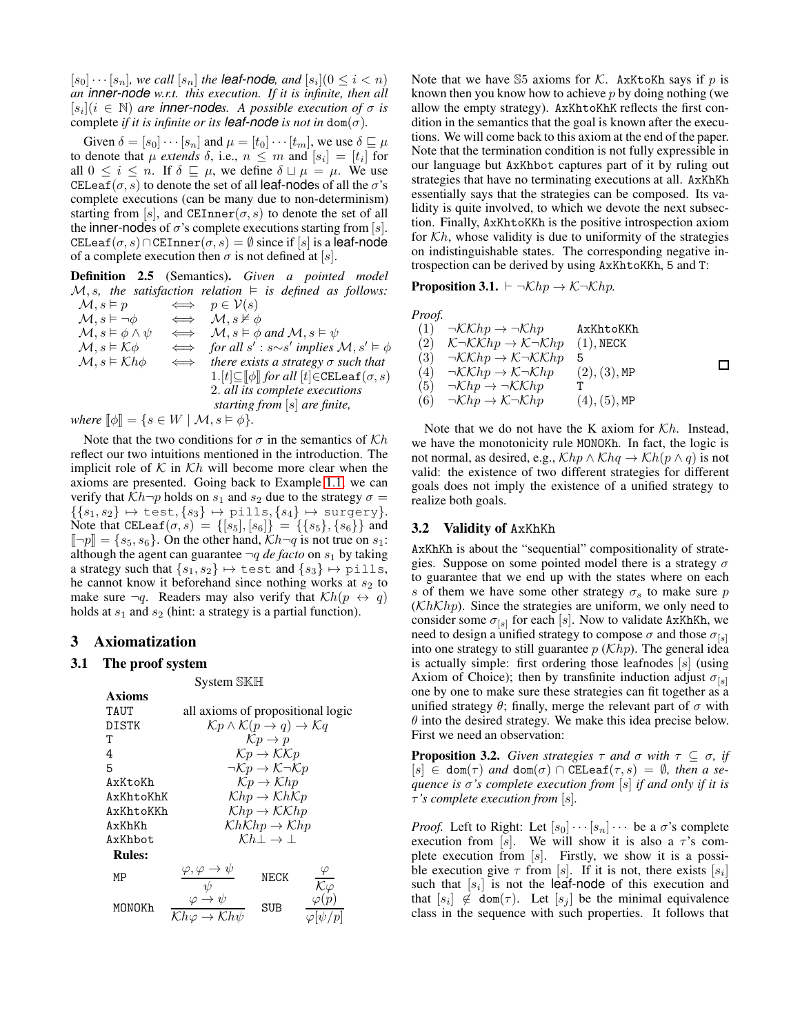$[s_0]\cdots[s_n]$, *we call* $[s_n]$ *the leaf-node, and* $[s_i](0 \le i < n)$ *an inner-node w.r.t. this execution. If it is infinite, then all* $[s_i](i \in \mathbb{N})$ *are inner-nodes. A possible execution of* $\sigma$ *is complete if it is infinite or its leaf-node is not in* $\mathtt{dom}(\sigma)$.

Given $\delta = [s_0]\cdots[s_n]$ and $\mu = [t_0]\cdots[t_m]$, we use $\delta \sqsubseteq \mu$ to denote that $\mu$ *extends* $\delta$, i.e., $n \le m$ and $[s_i] = [t_i]$ for all $0 \le i \le n$. If $\delta \sqsubseteq \mu$, we define $\delta \sqcup \mu = \mu$. We use $\mathtt{CELeaf}(\sigma, s)$ to denote the set of all leaf-nodes of all the $\sigma$'s complete executions (can be many due to non-determinism) starting from $[s]$, and $\mathtt{CEInner}(\sigma, s)$ to denote the set of all the inner-nodes of $\sigma$'s complete executions starting from $[s]$. $\mathtt{CELeaf}(\sigma, s) \cap \mathtt{CEInner}(\sigma, s) = \emptyset$ since if $[s]$ is a leaf-node of a complete execution then $\sigma$ is not defined at $[s]$.

**Definition 2.5** (Semantics). *Given a pointed model* $\mathcal{M}, s$*, the satisfaction relation* $\vDash$ *is defined as follows:*

| | | |
|---|---|---|
| $\mathcal{M}, s \vDash p$ | $\iff$ | $p \in \mathcal{V}(s)$ |
| $\mathcal{M}, s \vDash \neg\phi$ | $\iff$ | $\mathcal{M}, s \nvDash \phi$ |
| $\mathcal{M}, s \vDash \phi \wedge \psi$ | $\iff$ | $\mathcal{M}, s \vDash \phi$ *and* $\mathcal{M}, s \vDash \psi$ |
| $\mathcal{M}, s \vDash \mathcal{K}\phi$ | $\iff$ | *for all* $s'$ : $s{\sim}s'$ *implies* $\mathcal{M}, s' \vDash \phi$ |
| $\mathcal{M}, s \vDash \mathcal{K}h\phi$ | $\iff$ | *there exists a strategy* $\sigma$ *such that* 1. $[t] \subseteq [\![\phi]\!]$ *for all* $[t] \in \mathtt{CELeaf}(\sigma, s)$ 2. *all its complete executions starting from* $[s]$ *are finite,* |

*where* $[\![\phi]\!] = \{s \in W \mid \mathcal{M}, s \vDash \phi\}$.

Note that the two conditions for $\sigma$ in the semantics of $\mathcal{K}h$ reflect our two intuitions mentioned in the introduction. The implicit role of $\mathcal{K}$ in $\mathcal{K}h$ will become more clear when the axioms are presented. Going back to Example 1.1, we can verify that $\mathcal{K}h\neg p$ holds on $s_1$ and $s_2$ due to the strategy $\sigma = \{\{s_1, s_2\} \mapsto \mathtt{test}, \{s_3\} \mapsto \mathtt{pills}, \{s_4\} \mapsto \mathtt{surgery}\}$. Note that $\mathtt{CELeaf}(\sigma, s) = \{[s_5], [s_6]\} = \{\{s_5\}, \{s_6\}\}$ and $[\![\neg p]\!] = \{s_5, s_6\}$. On the other hand, $\mathcal{K}h\neg q$ is not true on $s_1$: although the agent can guarantee $\neg q$ *de facto* on $s_1$ by taking a strategy such that $\{s_1, s_2\} \mapsto \mathtt{test}$ and $\{s_3\} \mapsto \mathtt{pills}$, he cannot know it beforehand since nothing works at $s_2$ to make sure $\neg q$. Readers may also verify that $\mathcal{K}h(p \leftrightarrow q)$ holds at $s_1$ and $s_2$ (hint: a strategy is a partial function).

## 3 Axiomatization

### 3.1 The proof system

System $\mathbb{SKH}$

| **Axioms** | |
|---|---|
| TAUT | all axioms of propositional logic |
| DISTK | $\mathcal{K}p \wedge \mathcal{K}(p \to q) \to \mathcal{K}q$ |
| T | $\mathcal{K}p \to p$ |
| 4 | $\mathcal{K}p \to \mathcal{K}\mathcal{K}p$ |
| 5 | $\neg\mathcal{K}p \to \mathcal{K}\neg\mathcal{K}p$ |
| AxKtoKh | $\mathcal{K}p \to \mathcal{K}hp$ |
| AxKhtoKhK | $\mathcal{K}hp \to \mathcal{K}h\mathcal{K}p$ |
| AxKhtoKKh | $\mathcal{K}hp \to \mathcal{K}\mathcal{K}hp$ |
| AxKhKh | $\mathcal{K}h\mathcal{K}hp \to \mathcal{K}hp$ |
| AxKhbot | $\mathcal{K}h\bot \to \bot$ |

**Rules:**

| | | | |
|---|---|---|---|
| MP | $\dfrac{\varphi, \varphi \to \psi}{\psi}$ | NECK | $\dfrac{\varphi}{\mathcal{K}\varphi}$ |
| MONOKh | $\dfrac{\varphi \to \psi}{\mathcal{K}h\varphi \to \mathcal{K}h\psi}$ | SUB | $\dfrac{\varphi(p)}{\varphi[\psi/p]}$ |

Note that we have $\mathbb{S}5$ axioms for $\mathcal{K}$. AxKtoKh says if $p$ is known then you know how to achieve $p$ by doing nothing (we allow the empty strategy). AxKhtoKhK reflects the first condition in the semantics that the goal is known after the executions. We will come back to this axiom at the end of the paper. Note that the termination condition is not fully expressible in our language but AxKhbot captures part of it by ruling out strategies that have no terminating executions at all. AxKhKh essentially says that the strategies can be composed. Its validity is quite involved, to which we devote the next subsection. Finally, AxKhtoKKh is the positive introspection axiom for $\mathcal{K}h$, whose validity is due to uniformity of the strategies on indistinguishable states. The corresponding negative introspection can be derived by using AxKhtoKKh, 5 and T:

**Proposition 3.1.** $\vdash \neg\mathcal{K}hp \to \mathcal{K}\neg\mathcal{K}hp$.

*Proof.*

| | | |
|---|---|---|
| (1) | $\neg\mathcal{K}\mathcal{K}hp \to \neg\mathcal{K}hp$ | AxKhtoKKh |
| (2) | $\mathcal{K}\neg\mathcal{K}\mathcal{K}hp \to \mathcal{K}\neg\mathcal{K}hp$ | (1), NECK |
| (3) | $\neg\mathcal{K}\mathcal{K}hp \to \mathcal{K}\neg\mathcal{K}\mathcal{K}hp$ | 5 |
| (4) | $\neg\mathcal{K}\mathcal{K}hp \to \mathcal{K}\neg\mathcal{K}hp$ | (2), (3), MP |
| (5) | $\neg\mathcal{K}hp \to \neg\mathcal{K}\mathcal{K}hp$ | T |
| (6) | $\neg\mathcal{K}hp \to \mathcal{K}\neg\mathcal{K}hp$ | (4), (5), MP |

□

Note that we do not have the K axiom for $\mathcal{K}h$. Instead, we have the monotonicity rule MONOKh. In fact, the logic is not normal, as desired, e.g., $\mathcal{K}hp \wedge \mathcal{K}hq \to \mathcal{K}h(p \wedge q)$ is not valid: the existence of two different strategies for different goals does not imply the existence of a unified strategy to realize both goals.

### 3.2 Validity of AxKhKh

AxKhKh is about the "sequential" compositionality of strategies. Suppose on some pointed model there is a strategy $\sigma$ to guarantee that we end up with the states where on each $s$ of them we have some other strategy $\sigma_s$ to make sure $p$ ($\mathcal{K}h\mathcal{K}hp$). Since the strategies are uniform, we only need to consider some $\sigma_{[s]}$ for each $[s]$. Now to validate AxKhKh, we need to design a unified strategy to compose $\sigma$ and those $\sigma_{[s]}$ into one strategy to still guarantee $p$ ($\mathcal{K}hp$). The general idea is actually simple: first ordering those leafnodes $[s]$ (using Axiom of Choice); then by transfinite induction adjust $\sigma_{[s]}$ one by one to make sure these strategies can fit together as a unified strategy $\theta$; finally, merge the relevant part of $\sigma$ with $\theta$ into the desired strategy. We make this idea precise below. First we need an observation:

**Proposition 3.2.** *Given strategies* $\tau$ *and* $\sigma$ *with* $\tau \subseteq \sigma$*, if* $[s] \in \mathtt{dom}(\tau)$ *and* $\mathtt{dom}(\sigma) \cap \mathtt{CELeaf}(\tau, s) = \emptyset$*, then a sequence is* $\sigma$*'s complete execution from* $[s]$ *if and only if it is* $\tau$*'s complete execution from* $[s]$.

*Proof.* Left to Right: Let $[s_0]\cdots[s_n]\cdots$ be a $\sigma$'s complete execution from $[s]$. We will show it is also a $\tau$'s complete execution from $[s]$. Firstly, we show it is a possible execution give $\tau$ from $[s]$. If it is not, there exists $[s_i]$ such that $[s_i]$ is not the leaf-node of this execution and that $[s_i] \notin \mathtt{dom}(\tau)$. Let $[s_j]$ be the minimal equivalence class in the sequence with such properties. It follows that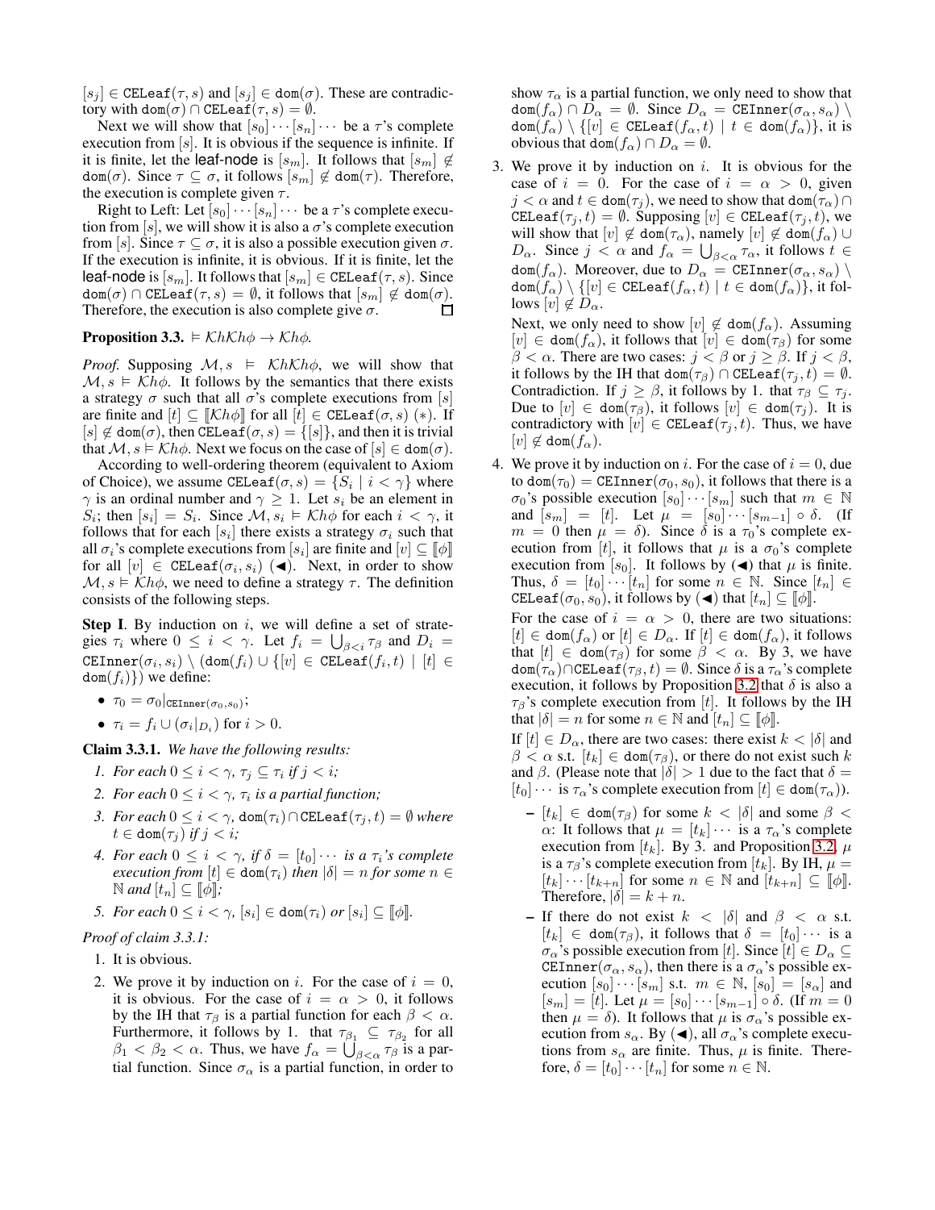$[s_j] \in \texttt{CELeaf}(\tau, s)$ and $[s_j] \in \texttt{dom}(\sigma)$. These are contradictory with $\texttt{dom}(\sigma) \cap \texttt{CELeaf}(\tau, s) = \emptyset$.

Next we will show that $[s_0] \cdots [s_n] \cdots$ be a $\tau$'s complete execution from $[s]$. It is obvious if the sequence is infinite. If it is finite, let the leaf-node is $[s_m]$. It follows that $[s_m] \notin \texttt{dom}(\sigma)$. Since $\tau \subseteq \sigma$, it follows $[s_m] \notin \texttt{dom}(\tau)$. Therefore, the execution is complete given $\tau$.

Right to Left: Let $[s_0] \cdots [s_n] \cdots$ be a $\tau$'s complete execution from $[s]$, we will show it is also a $\sigma$'s complete execution from $[s]$. Since $\tau \subseteq \sigma$, it is also a possible execution given $\sigma$. If the execution is infinite, it is obvious. If it is finite, let the leaf-node is $[s_m]$. It follows that $[s_m] \in \texttt{CELeaf}(\tau, s)$. Since $\texttt{dom}(\sigma) \cap \texttt{CELeaf}(\tau, s) = \emptyset$, it follows that $[s_m] \notin \texttt{dom}(\sigma)$. Therefore, the execution is also complete give $\sigma$. ◻

**Proposition 3.3.** $\vDash \mathcal{K}h\mathcal{K}h\phi \to \mathcal{K}h\phi$.

*Proof.* Supposing $\mathcal{M}, s \vDash \mathcal{K}h\mathcal{K}h\phi$, we will show that $\mathcal{M}, s \vDash \mathcal{K}h\phi$. It follows by the semantics that there exists a strategy $\sigma$ such that all $\sigma$'s complete executions from $[s]$ are finite and $[t] \subseteq [\![\mathcal{K}h\phi]\!]$ for all $[t] \in \texttt{CELeaf}(\sigma, s)$ $(*)$. If $[s] \notin \texttt{dom}(\sigma)$, then $\texttt{CELeaf}(\sigma, s) = \{[s]\}$, and then it is trivial that $\mathcal{M}, s \vDash \mathcal{K}h\phi$. Next we focus on the case of $[s] \in \texttt{dom}(\sigma)$.

According to well-ordering theorem (equivalent to Axiom of Choice), we assume $\texttt{CELeaf}(\sigma, s) = \{S_i \mid i < \gamma\}$ where $\gamma$ is an ordinal number and $\gamma \geq 1$. Let $s_i$ be an element in $S_i$; then $[s_i] = S_i$. Since $\mathcal{M}, s_i \vDash \mathcal{K}h\phi$ for each $i < \gamma$, it follows that for each $[s_i]$ there exists a strategy $\sigma_i$ such that all $\sigma_i$'s complete executions from $[s_i]$ are finite and $[v] \subseteq [\![\phi]\!]$ for all $[v] \in \texttt{CELeaf}(\sigma_i, s_i)$ (◀). Next, in order to show $\mathcal{M}, s \vDash \mathcal{K}h\phi$, we need to define a strategy $\tau$. The definition consists of the following steps.

**Step I**. By induction on $i$, we will define a set of strategies $\tau_i$ where $0 \leq i < \gamma$. Let $f_i = \bigcup_{\beta < i} \tau_\beta$ and $D_i = \texttt{CEInner}(\sigma_i, s_i) \setminus (\texttt{dom}(f_i) \cup \{[v] \in \texttt{CELeaf}(f_i, t) \mid [t] \in \texttt{dom}(f_i)\})$ we define:

- $\tau_0 = \sigma_0|_{\texttt{CEInner}(\sigma_0, s_0)}$;
- $\tau_i = f_i \cup (\sigma_i|_{D_i})$ for $i > 0$.

**Claim 3.3.1.** *We have the following results:*

1. *For each $0 \leq i < \gamma$, $\tau_j \subseteq \tau_i$ if $j < i$;*
2. *For each $0 \leq i < \gamma$, $\tau_i$ is a partial function;*
3. *For each $0 \leq i < \gamma$, $\texttt{dom}(\tau_i) \cap \texttt{CELeaf}(\tau_j, t) = \emptyset$ where $t \in \texttt{dom}(\tau_j)$ if $j < i$;*
4. *For each $0 \leq i < \gamma$, if $\delta = [t_0] \cdots$ is a $\tau_i$'s complete execution from $[t] \in \texttt{dom}(\tau_i)$ then $|\delta| = n$ for some $n \in \mathbb{N}$ and $[t_n] \subseteq [\![\phi]\!]$;*
5. *For each $0 \leq i < \gamma$, $[s_i] \in \texttt{dom}(\tau_i)$ or $[s_i] \subseteq [\![\phi]\!]$.*

*Proof of claim 3.3.1:*

1. It is obvious.
2. We prove it by induction on $i$. For the case of $i = 0$, it is obvious. For the case of $i = \alpha > 0$, it follows by the IH that $\tau_\beta$ is a partial function for each $\beta < \alpha$. Furthermore, it follows by 1. that $\tau_{\beta_1} \subseteq \tau_{\beta_2}$ for all $\beta_1 < \beta_2 < \alpha$. Thus, we have $f_\alpha = \bigcup_{\beta < \alpha} \tau_\beta$ is a partial function. Since $\sigma_\alpha$ is a partial function, in order to show $\tau_\alpha$ is a partial function, we only need to show that $\texttt{dom}(f_\alpha) \cap D_\alpha = \emptyset$. Since $D_\alpha = \texttt{CEInner}(\sigma_\alpha, s_\alpha) \setminus \texttt{dom}(f_\alpha) \setminus \{[v] \in \texttt{CELeaf}(f_\alpha, t) \mid t \in \texttt{dom}(f_\alpha)\}$, it is obvious that $\texttt{dom}(f_\alpha) \cap D_\alpha = \emptyset$.
3. We prove it by induction on $i$. It is obvious for the case of $i = 0$. For the case of $i = \alpha > 0$, given $j < \alpha$ and $t \in \texttt{dom}(\tau_j)$, we need to show that $\texttt{dom}(\tau_\alpha) \cap \texttt{CELeaf}(\tau_j, t) = \emptyset$. Supposing $[v] \in \texttt{CELeaf}(\tau_j, t)$, we will show that $[v] \notin \texttt{dom}(\tau_\alpha)$, namely $[v] \notin \texttt{dom}(f_\alpha) \cup D_\alpha$. Since $j < \alpha$ and $f_\alpha = \bigcup_{\beta < \alpha} \tau_\alpha$, it follows $t \in \texttt{dom}(f_\alpha)$. Moreover, due to $D_\alpha = \texttt{CEInner}(\sigma_\alpha, s_\alpha) \setminus \texttt{dom}(f_\alpha) \setminus \{[v] \in \texttt{CELeaf}(f_\alpha, t) \mid t \in \texttt{dom}(f_\alpha)\}$, it follows $[v] \notin D_\alpha$.

   Next, we only need to show $[v] \notin \texttt{dom}(f_\alpha)$. Assuming $[v] \in \texttt{dom}(f_\alpha)$, it follows that $[v] \in \texttt{dom}(\tau_\beta)$ for some $\beta < \alpha$. There are two cases: $j < \beta$ or $j \geq \beta$. If $j < \beta$, it follows by the IH that $\texttt{dom}(\tau_\beta) \cap \texttt{CELeaf}(\tau_j, t) = \emptyset$. Contradiction. If $j \geq \beta$, it follows by 1. that $\tau_\beta \subseteq \tau_j$. Due to $[v] \in \texttt{dom}(\tau_\beta)$, it follows $[v] \in \texttt{dom}(\tau_j)$. It is contradictory with $[v] \in \texttt{CELeaf}(\tau_j, t)$. Thus, we have $[v] \notin \texttt{dom}(f_\alpha)$.
4. We prove it by induction on $i$. For the case of $i = 0$, due to $\texttt{dom}(\tau_0) = \texttt{CEInner}(\sigma_0, s_0)$, it follows that there is a $\sigma_0$'s possible execution $[s_0] \cdots [s_m]$ such that $m \in \mathbb{N}$ and $[s_m] = [t]$. Let $\mu = [s_0] \cdots [s_{m-1}] \circ \delta$. (If $m = 0$ then $\mu = \delta$). Since $\delta$ is a $\tau_0$'s complete execution from $[t]$, it follows that $\mu$ is a $\sigma_0$'s complete execution from $[s_0]$. It follows by (◀) that $\mu$ is finite. Thus, $\delta = [t_0] \cdots [t_n]$ for some $n \in \mathbb{N}$. Since $[t_n] \in \texttt{CELeaf}(\sigma_0, s_0)$, it follows by (◀) that $[t_n] \subseteq [\![\phi]\!]$.

   For the case of $i = \alpha > 0$, there are two situations: $[t] \in \texttt{dom}(f_\alpha)$ or $[t] \in D_\alpha$. If $[t] \in \texttt{dom}(f_\alpha)$, it follows that $[t] \in \texttt{dom}(\tau_\beta)$ for some $\beta < \alpha$. By 3, we have $\texttt{dom}(\tau_\alpha) \cap \texttt{CELeaf}(\tau_\beta, t) = \emptyset$. Since $\delta$ is a $\tau_\alpha$'s complete execution, it follows by Proposition 3.2 that $\delta$ is also a $\tau_\beta$'s complete execution from $[t]$. It follows by the IH that $|\delta| = n$ for some $n \in \mathbb{N}$ and $[t_n] \subseteq [\![\phi]\!]$.

   If $[t] \in D_\alpha$, there are two cases: there exist $k < |\delta|$ and $\beta < \alpha$ s.t. $[t_k] \in \texttt{dom}(\tau_\beta)$, or there do not exist such $k$ and $\beta$. (Please note that $|\delta| > 1$ due to the fact that $\delta = [t_0] \cdots$ is a $\tau_\alpha$'s complete execution from $[t] \in \texttt{dom}(\tau_\alpha)$).

   - $[t_k] \in \texttt{dom}(\tau_\beta)$ for some $k < |\delta|$ and some $\beta < \alpha$: It follows that $\mu = [t_k] \cdots$ is a $\tau_\alpha$'s complete execution from $[t_k]$. By 3. and Proposition 3.2, $\mu$ is a $\tau_\beta$'s complete execution from $[t_k]$. By IH, $\mu = [t_k] \cdots [t_{k+n}]$ for some $n \in \mathbb{N}$ and $[t_{k+n}] \subseteq [\![\phi]\!]$. Therefore, $|\delta| = k + n$.
   - If there do not exist $k < |\delta|$ and $\beta < \alpha$ s.t. $[t_k] \in \texttt{dom}(\tau_\beta)$, it follows that $\delta = [t_0] \cdots$ is a $\sigma_\alpha$'s possible execution from $[t]$. Since $[t] \in D_\alpha \subseteq \texttt{CEInner}(\sigma_\alpha, s_\alpha)$, then there is a $\sigma_\alpha$'s possible execution $[s_0] \cdots [s_m]$ s.t. $m \in \mathbb{N}$, $[s_0] = [s_\alpha]$ and $[s_m] = [t]$. Let $\mu = [s_0] \cdots [s_{m-1}] \circ \delta$. (If $m = 0$ then $\mu = \delta$). It follows that $\mu$ is $\sigma_\alpha$'s possible execution from $s_\alpha$. By (◀), all $\sigma_\alpha$'s complete executions from $s_\alpha$ are finite. Thus, $\mu$ is finite. Therefore, $\delta = [t_0] \cdots [t_n]$ for some $n \in \mathbb{N}$.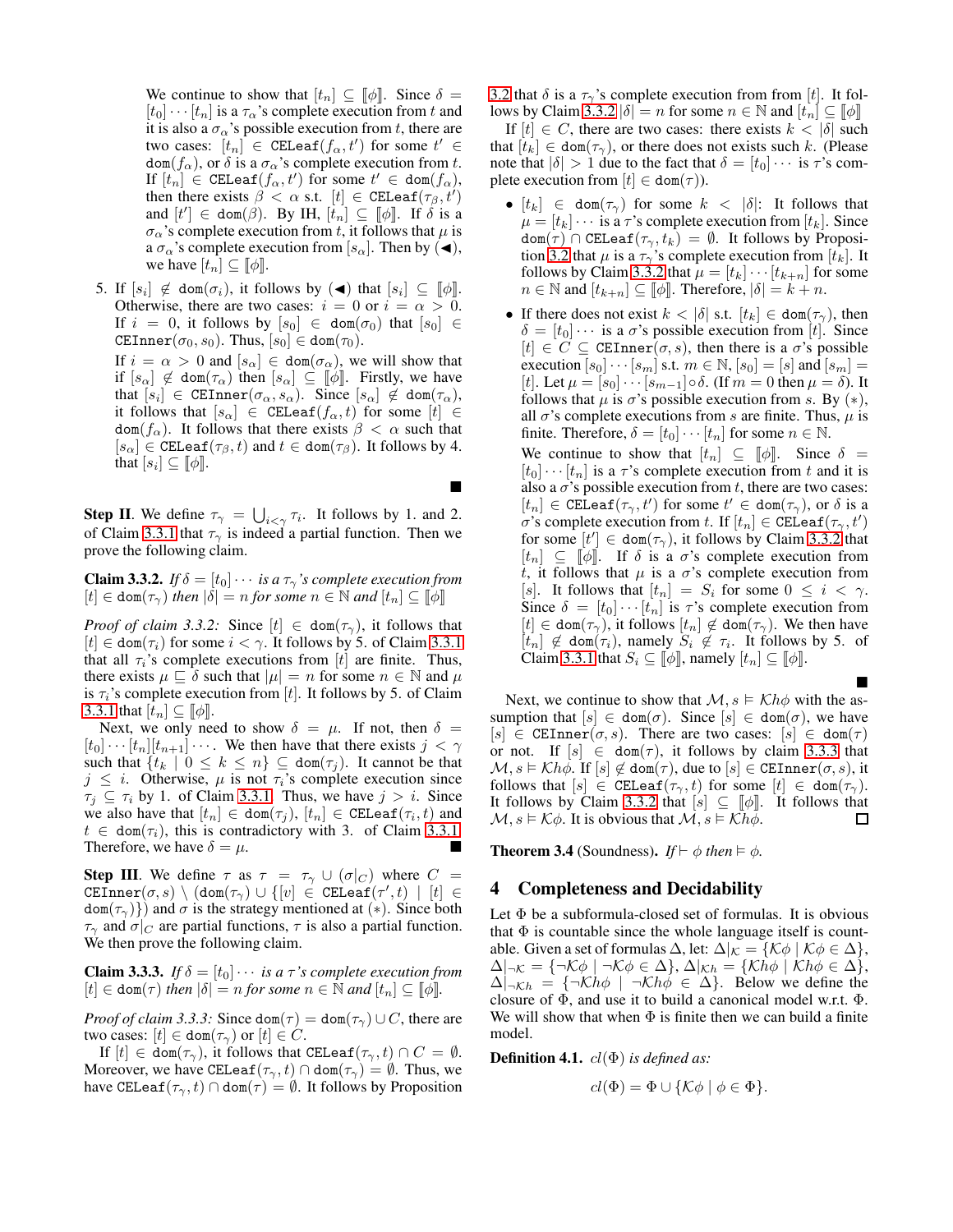We continue to show that $[t_n] \subseteq [\![\phi]\!]$. Since $\delta = [t_0] \cdots [t_n]$ is a $\tau_\alpha$'s complete execution from $t$ and it is also a $\sigma_\alpha$'s possible execution from $t$, there are two cases: $[t_n] \in \mathtt{CELeaf}(f_\alpha, t')$ for some $t' \in \mathtt{dom}(f_\alpha)$, or $\delta$ is a $\sigma_\alpha$'s complete execution from $t$. If $[t_n] \in \mathtt{CELeaf}(f_\alpha, t')$ for some $t' \in \mathtt{dom}(f_\alpha)$, then there exists $\beta < \alpha$ s.t. $[t] \in \mathtt{CELeaf}(\tau_\beta, t')$ and $[t'] \in \mathtt{dom}(\beta)$. By IH, $[t_n] \subseteq [\![\phi]\!]$. If $\delta$ is a $\sigma_\alpha$'s complete execution from $t$, it follows that $\mu$ is a $\sigma_\alpha$'s complete execution from $[s_\alpha]$. Then by (◀), we have $[t_n] \subseteq [\![\phi]\!]$.

5. If $[s_i] \notin \mathtt{dom}(\sigma_i)$, it follows by (◀) that $[s_i] \subseteq [\![\phi]\!]$. Otherwise, there are two cases: $i = 0$ or $i = \alpha > 0$. If $i = 0$, it follows by $[s_0] \in \mathtt{dom}(\sigma_0)$ that $[s_0] \in \mathtt{CEInner}(\sigma_0, s_0)$. Thus, $[s_0] \in \mathtt{dom}(\tau_0)$.

   If $i = \alpha > 0$ and $[s_\alpha] \in \mathtt{dom}(\sigma_\alpha)$, we will show that if $[s_\alpha] \notin \mathtt{dom}(\tau_\alpha)$ then $[s_\alpha] \subseteq [\![\phi]\!]$. Firstly, we have that $[s_i] \in \mathtt{CEInner}(\sigma_\alpha, s_\alpha)$. Since $[s_\alpha] \notin \mathtt{dom}(\tau_\alpha)$, it follows that $[s_\alpha] \in \mathtt{CELeaf}(f_\alpha, t)$ for some $[t] \in \mathtt{dom}(f_\alpha)$. It follows that there exists $\beta < \alpha$ such that $[s_\alpha] \in \mathtt{CELeaf}(\tau_\beta, t)$ and $t \in \mathtt{dom}(\tau_\beta)$. It follows by 4. that $[s_i] \subseteq [\![\phi]\!]$.

■

**Step II**. We define $\tau_\gamma = \bigcup_{i<\gamma} \tau_i$. It follows by 1. and 2. of Claim 3.3.1 that $\tau_\gamma$ is indeed a partial function. Then we prove the following claim.

**Claim 3.3.2.** *If $\delta = [t_0] \cdots$ is a $\tau_\gamma$'s complete execution from $[t] \in \mathtt{dom}(\tau_\gamma)$ then $|\delta| = n$ for some $n \in \mathbb{N}$ and $[t_n] \subseteq [\![\phi]\!]$*

*Proof of claim 3.3.2:* Since $[t] \in \mathtt{dom}(\tau_\gamma)$, it follows that $[t] \in \mathtt{dom}(\tau_i)$ for some $i < \gamma$. It follows by 5. of Claim 3.3.1 that all $\tau_i$'s complete executions from $[t]$ are finite. Thus, there exists $\mu \sqsubseteq \delta$ such that $|\mu| = n$ for some $n \in \mathbb{N}$ and $\mu$ is $\tau_i$'s complete execution from $[t]$. It follows by 5. of Claim 3.3.1 that $[t_n] \subseteq [\![\phi]\!]$.

Next, we only need to show $\delta = \mu$. If not, then $\delta = [t_0] \cdots [t_n][t_{n+1}] \cdots$. We then have that there exists $j < \gamma$ such that $\{t_k \mid 0 \leq k \leq n\} \subseteq \mathtt{dom}(\tau_j)$. It cannot be that $j \leq i$. Otherwise, $\mu$ is not $\tau_i$'s complete execution since $\tau_j \subseteq \tau_i$ by 1. of Claim 3.3.1. Thus, we have $j > i$. Since we also have that $[t_n] \in \mathtt{dom}(\tau_j)$, $[t_n] \in \mathtt{CELeaf}(\tau_i, t)$ and $t \in \mathtt{dom}(\tau_i)$, this is contradictory with 3. of Claim 3.3.1. Therefore, we have $\delta = \mu$. ■

**Step III**. We define $\tau$ as $\tau = \tau_\gamma \cup (\sigma|_C)$ where $C = \mathtt{CEInner}(\sigma, s) \setminus (\mathtt{dom}(\tau_\gamma) \cup \{[v] \in \mathtt{CELeaf}(\tau', t) \mid [t] \in \mathtt{dom}(\tau_\gamma)\})$ and $\sigma$ is the strategy mentioned at ($*$). Since both $\tau_\gamma$ and $\sigma|_C$ are partial functions, $\tau$ is also a partial function. We then prove the following claim.

**Claim 3.3.3.** *If $\delta = [t_0] \cdots$ is a $\tau$'s complete execution from $[t] \in \mathtt{dom}(\tau)$ then $|\delta| = n$ for some $n \in \mathbb{N}$ and $[t_n] \subseteq [\![\phi]\!]$.*

*Proof of claim 3.3.3:* Since $\mathtt{dom}(\tau) = \mathtt{dom}(\tau_\gamma) \cup C$, there are two cases: $[t] \in \mathtt{dom}(\tau_\gamma)$ or $[t] \in C$.

If $[t] \in \mathtt{dom}(\tau_\gamma)$, it follows that $\mathtt{CELeaf}(\tau_\gamma, t) \cap C = \emptyset$. Moreover, we have $\mathtt{CELeaf}(\tau_\gamma, t) \cap \mathtt{dom}(\tau_\gamma) = \emptyset$. Thus, we have $\mathtt{CELeaf}(\tau_\gamma, t) \cap \mathtt{dom}(\tau) = \emptyset$. It follows by Proposition 3.2 that $\delta$ is a $\tau_\gamma$'s complete execution from from $[t]$. It follows by Claim 3.3.2 $|\delta| = n$ for some $n \in \mathbb{N}$ and $[t_n] \subseteq [\![\phi]\!]$

If $[t] \in C$, there are two cases: there exists $k < |\delta|$ such that $[t_k] \in \mathtt{dom}(\tau_\gamma)$, or there does not exists such $k$. (Please note that $|\delta| > 1$ due to the fact that $\delta = [t_0] \cdots$ is $\tau$'s complete execution from $[t] \in \mathtt{dom}(\tau)$).

- $[t_k] \in \mathtt{dom}(\tau_\gamma)$ for some $k < |\delta|$: It follows that $\mu = [t_k] \cdots$ is a $\tau$'s complete execution from $[t_k]$. Since $\mathtt{dom}(\tau) \cap \mathtt{CELeaf}(\tau_\gamma, t_k) = \emptyset$. It follows by Proposition 3.2 that $\mu$ is a $\tau_\gamma$'s complete execution from $[t_k]$. It follows by Claim 3.3.2 that $\mu = [t_k] \cdots [t_{k+n}]$ for some $n \in \mathbb{N}$ and $[t_{k+n}] \subseteq [\![\phi]\!]$. Therefore, $|\delta| = k + n$.
- If there does not exist $k < |\delta|$ s.t. $[t_k] \in \mathtt{dom}(\tau_\gamma)$, then $\delta = [t_0] \cdots$ is a $\sigma$'s possible execution from $[t]$. Since $[t] \in C \subseteq \mathtt{CEInner}(\sigma, s)$, then there is a $\sigma$'s possible execution $[s_0] \cdots [s_m]$ s.t. $m \in \mathbb{N}$, $[s_0] = [s]$ and $[s_m] = [t]$. Let $\mu = [s_0] \cdots [s_{m-1}] \circ \delta$. (If $m = 0$ then $\mu = \delta$). It follows that $\mu$ is $\sigma$'s possible execution from $s$. By ($*$), all $\sigma$'s complete executions from $s$ are finite. Thus, $\mu$ is finite. Therefore, $\delta = [t_0] \cdots [t_n]$ for some $n \in \mathbb{N}$.

  We continue to show that $[t_n] \subseteq [\![\phi]\!]$. Since $\delta = [t_0] \cdots [t_n]$ is a $\tau$'s complete execution from $t$ and it is also a $\sigma$'s possible execution from $t$, there are two cases: $[t_n] \in \mathtt{CELeaf}(\tau_\gamma, t')$ for some $t' \in \mathtt{dom}(\tau_\gamma)$, or $\delta$ is a $\sigma$'s complete execution from $t$. If $[t_n] \in \mathtt{CELeaf}(\tau_\gamma, t')$ for some $[t'] \in \mathtt{dom}(\tau_\gamma)$, it follows by Claim 3.3.2 that $[t_n] \subseteq [\![\phi]\!]$. If $\delta$ is a $\sigma$'s complete execution from $t$, it follows that $\mu$ is a $\sigma$'s complete execution from $[s]$. It follows that $[t_n] = S_i$ for some $0 \leq i < \gamma$. Since $\delta = [t_0] \cdots [t_n]$ is $\tau$'s complete execution from $[t] \in \mathtt{dom}(\tau)$, it follows $[t_n] \notin \mathtt{dom}(\tau_\gamma)$. We then have $[t_n] \notin \mathtt{dom}(\tau_i)$, namely $S_i \notin \tau_i$. It follows by 5. of Claim 3.3.1 that $S_i \subseteq [\![\phi]\!]$, namely $[t_n] \subseteq [\![\phi]\!]$.

■

Next, we continue to show that $\mathcal{M}, s \vDash \mathcal{K}h\phi$ with the assumption that $[s] \in \mathtt{dom}(\sigma)$. Since $[s] \in \mathtt{dom}(\sigma)$, we have $[s] \in \mathtt{CEInner}(\sigma, s)$. There are two cases: $[s] \in \mathtt{dom}(\tau)$ or not. If $[s] \in \mathtt{dom}(\tau)$, it follows by claim 3.3.3 that $\mathcal{M}, s \vDash \mathcal{K}h\phi$. If $[s] \notin \mathtt{dom}(\tau)$, due to $[s] \in \mathtt{CEInner}(\sigma, s)$, it follows that $[s] \in \mathtt{CELeaf}(\tau_\gamma, t)$ for some $[t] \in \mathtt{dom}(\tau_\gamma)$. It follows by Claim 3.3.2 that $[s] \subseteq [\![\phi]\!]$. It follows that $\mathcal{M}, s \vDash \mathcal{K}\phi$. It is obvious that $\mathcal{M}, s \vDash \mathcal{K}h\phi$. □

**Theorem 3.4** (Soundness). *If $\vdash \phi$ then $\vDash \phi$.*

## 4 Completeness and Decidability

Let $\Phi$ be a subformula-closed set of formulas. It is obvious that $\Phi$ is countable since the whole language itself is countable. Given a set of formulas $\Delta$, let: $\Delta|_{\mathcal{K}} = \{\mathcal{K}\phi \mid \mathcal{K}\phi \in \Delta\}$, $\Delta|_{\neg\mathcal{K}} = \{\neg\mathcal{K}\phi \mid \neg\mathcal{K}\phi \in \Delta\}$, $\Delta|_{\mathcal{K}h} = \{\mathcal{K}h\phi \mid \mathcal{K}h\phi \in \Delta\}$, $\Delta|_{\neg\mathcal{K}h} = \{\neg\mathcal{K}h\phi \mid \neg\mathcal{K}h\phi \in \Delta\}$. Below we define the closure of $\Phi$, and use it to build a canonical model w.r.t. $\Phi$. We will show that when $\Phi$ is finite then we can build a finite model.

**Definition 4.1.** *$cl(\Phi)$ is defined as:*

$$cl(\Phi) = \Phi \cup \{\mathcal{K}\phi \mid \phi \in \Phi\}.$$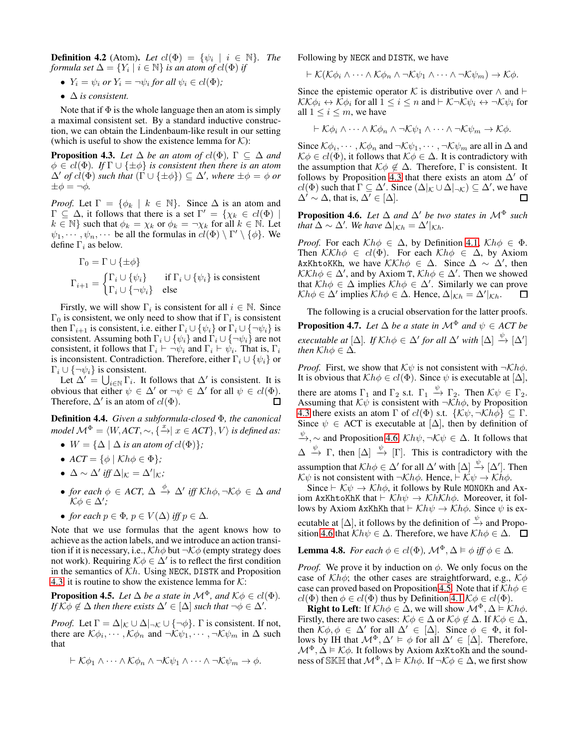**Definition 4.2** (Atom)**.** *Let $cl(\Phi) = \{\psi_i \mid i \in \mathbb{N}\}$. The formula set $\Delta = \{Y_i \mid i \in \mathbb{N}\}$ is an atom of $cl(\Phi)$ if*

- *$Y_i = \psi_i$ or $Y_i = \neg\psi_i$ for all $\psi_i \in cl(\Phi)$;*
- *$\Delta$ is consistent.*

Note that if $\Phi$ is the whole language then an atom is simply a maximal consistent set. By a standard inductive construction, we can obtain the Lindenbaum-like result in our setting (which is useful to show the existence lemma for $\mathcal{K}$):

**Proposition 4.3.** *Let $\Delta$ be an atom of $cl(\Phi)$, $\Gamma \subseteq \Delta$ and $\phi \in cl(\Phi)$. If $\Gamma \cup \{\pm\phi\}$ is consistent then there is an atom $\Delta'$ of $cl(\Phi)$ such that $(\Gamma \cup \{\pm\phi\}) \subseteq \Delta'$, where $\pm\phi = \phi$ or $\pm\phi = \neg\phi$.*

*Proof.* Let $\Gamma = \{\phi_k \mid k \in \mathbb{N}\}$. Since $\Delta$ is an atom and $\Gamma \subseteq \Delta$, it follows that there is a set $\Gamma' = \{\chi_k \in cl(\Phi) \mid k \in \mathbb{N}\}$ such that $\phi_k = \chi_k$ or $\phi_k = \neg\chi_k$ for all $k \in \mathbb{N}$. Let $\psi_1, \cdots, \psi_n, \cdots$ be all the formulas in $cl(\Phi) \setminus \Gamma' \setminus \{\phi\}$. We define $\Gamma_i$ as below.

$$\Gamma_0 = \Gamma \cup \{\pm\phi\}$$

$$\Gamma_{i+1} = \begin{cases} \Gamma_i \cup \{\psi_i\} & \text{if } \Gamma_i \cup \{\psi_i\} \text{ is consistent} \\ \Gamma_i \cup \{\neg\psi_i\} & \text{else} \end{cases}$$

Firstly, we will show $\Gamma_i$ is consistent for all $i \in \mathbb{N}$. Since $\Gamma_0$ is consistent, we only need to show that if $\Gamma_i$ is consistent then $\Gamma_{i+1}$ is consistent, i.e. either $\Gamma_i \cup \{\psi_i\}$ or $\Gamma_i \cup \{\neg\psi_i\}$ is consistent. Assuming both $\Gamma_i \cup \{\psi_i\}$ and $\Gamma_i \cup \{\neg\psi_i\}$ are not consistent, it follows that $\Gamma_i \vdash \neg\psi_i$ and $\Gamma_i \vdash \psi_i$. That is, $\Gamma_i$ is inconsistent. Contradiction. Therefore, either $\Gamma_i \cup \{\psi_i\}$ or $\Gamma_i \cup \{\neg\psi_i\}$ is consistent.

Let $\Delta' = \bigcup_{i \in \mathbb{N}} \Gamma_i$. It follows that $\Delta'$ is consistent. It is obvious that either $\psi \in \Delta'$ or $\neg\psi \in \Delta'$ for all $\psi \in cl(\Phi)$. Therefore, $\Delta'$ is an atom of $cl(\Phi)$. $\square$

**Definition 4.4.** *Given a subformula-closed $\Phi$, the canonical model $\mathcal{M}^\Phi = \langle W, ACT, \sim, \{\xrightarrow{x} \mid x \in ACT\}, V\rangle$ is defined as:*

- *$W = \{\Delta \mid \Delta$ is an atom of $cl(\Phi)\}$;*
- *$ACT = \{\phi \mid \mathcal{K}h\phi \in \Phi\}$;*
- *$\Delta \sim \Delta'$ iff $\Delta|_{\mathcal{K}} = \Delta'|_{\mathcal{K}}$;*
- *for each $\phi \in ACT$, $\Delta \xrightarrow{\phi} \Delta'$ iff $\mathcal{K}h\phi, \neg\mathcal{K}\phi \in \Delta$ and $\mathcal{K}\phi \in \Delta'$;*
- *for each $p \in \Phi$, $p \in V(\Delta)$ iff $p \in \Delta$.*

Note that we use formulas that the agent knows how to achieve as the action labels, and we introduce an action transition if it is necessary, i.e., $\mathcal{K}h\phi$ but $\neg\mathcal{K}\phi$ (empty strategy does not work). Requiring $\mathcal{K}\phi \in \Delta'$ is to reflect the first condition in the semantics of $\mathcal{K}h$. Using NECK, DISTK and Proposition 4.3, it is routine to show the existence lemma for $\mathcal{K}$:

**Proposition 4.5.** *Let $\Delta$ be a state in $\mathcal{M}^\Phi$, and $\mathcal{K}\phi \in cl(\Phi)$. If $\mathcal{K}\phi \notin \Delta$ then there exists $\Delta' \in [\Delta]$ such that $\neg\phi \in \Delta'$.*

*Proof.* Let $\Gamma = \Delta|_{\mathcal{K}} \cup \Delta|_{\neg\mathcal{K}} \cup \{\neg\phi\}$. $\Gamma$ is consistent. If not, there are $\mathcal{K}\phi_1, \cdots, \mathcal{K}\phi_n$ and $\neg\mathcal{K}\psi_1, \cdots, \neg\mathcal{K}\psi_m$ in $\Delta$ such that

$$\vdash \mathcal{K}\phi_1 \wedge \cdots \wedge \mathcal{K}\phi_n \wedge \neg\mathcal{K}\psi_1 \wedge \cdots \wedge \neg\mathcal{K}\psi_m \to \phi.$$

Following by NECK and DISTK, we have

$$\vdash \mathcal{K}(\mathcal{K}\phi_i \wedge \cdots \wedge \mathcal{K}\phi_n \wedge \neg\mathcal{K}\psi_1 \wedge \cdots \wedge \neg\mathcal{K}\psi_m) \to \mathcal{K}\phi.$$

Since the epistemic operator $\mathcal{K}$ is distributive over $\wedge$ and $\vdash \mathcal{K}\mathcal{K}\phi_i \leftrightarrow \mathcal{K}\phi_i$ for all $1 \leq i \leq n$ and $\vdash \mathcal{K}\neg\mathcal{K}\psi_i \leftrightarrow \neg\mathcal{K}\psi_i$ for all $1 \leq i \leq m$, we have

$$\vdash \mathcal{K}\phi_i \wedge \cdots \wedge \mathcal{K}\phi_n \wedge \neg\mathcal{K}\psi_1 \wedge \cdots \wedge \neg\mathcal{K}\psi_m \to \mathcal{K}\phi.$$

Since $\mathcal{K}\phi_i, \cdots, \mathcal{K}\phi_n$ and $\neg\mathcal{K}\psi_1, \cdots, \neg\mathcal{K}\psi_m$ are all in $\Delta$ and $\mathcal{K}\phi \in cl(\Phi)$, it follows that $\mathcal{K}\phi \in \Delta$. It is contradictory with the assumption that $\mathcal{K}\phi \notin \Delta$. Therefore, $\Gamma$ is consistent. It follows by Proposition 4.3 that there exists an atom $\Delta'$ of $cl(\Phi)$ such that $\Gamma \subseteq \Delta'$. Since $(\Delta|_{\mathcal{K}} \cup \Delta|_{\neg\mathcal{K}}) \subseteq \Delta'$, we have $\Delta' \sim \Delta$, that is, $\Delta' \in [\Delta]$. $\square$

**Proposition 4.6.** *Let $\Delta$ and $\Delta'$ be two states in $\mathcal{M}^\Phi$ such that $\Delta \sim \Delta'$. We have $\Delta|_{\mathcal{K}h} = \Delta'|_{\mathcal{K}h}$.*

*Proof.* For each $\mathcal{K}h\phi \in \Delta$, by Definition 4.1, $\mathcal{K}h\phi \in \Phi$. Then $\mathcal{K}\mathcal{K}h\phi \in cl(\Phi)$. For each $\mathcal{K}h\phi \in \Delta$, by Axiom AxKhtoKKh, we have $\mathcal{K}\mathcal{K}h\phi \in \Delta$. Since $\Delta \sim \Delta'$, then $\mathcal{K}\mathcal{K}h\phi \in \Delta'$, and by Axiom T, $\mathcal{K}h\phi \in \Delta'$. Then we showed that $\mathcal{K}h\phi \in \Delta$ implies $\mathcal{K}h\phi \in \Delta'$. Similarly we can prove $\mathcal{K}h\phi \in \Delta'$ implies $\mathcal{K}h\phi \in \Delta$. Hence, $\Delta|_{\mathcal{K}h} = \Delta'|_{\mathcal{K}h}$. $\square$

The following is a crucial observation for the latter proofs.

**Proposition 4.7.** *Let $\Delta$ be a state in $\mathcal{M}^\Phi$ and $\psi \in ACT$ be executable at $[\Delta]$. If $\mathcal{K}\phi \in \Delta'$ for all $\Delta'$ with $[\Delta] \xrightarrow{\psi} [\Delta']$ then $\mathcal{K}h\phi \in \Delta$.*

*Proof.* First, we show that $\mathcal{K}\psi$ is not consistent with $\neg\mathcal{K}h\phi$. It is obvious that $\mathcal{K}h\phi \in cl(\Phi)$. Since $\psi$ is executable at $[\Delta]$, there are atoms $\Gamma_1$ and $\Gamma_2$ s.t. $\Gamma_1 \xrightarrow{\psi} \Gamma_2$. Then $\mathcal{K}\psi \in \Gamma_2$. Assuming that $\mathcal{K}\psi$ is consistent with $\neg\mathcal{K}h\phi$, by Proposition 4.3 there exists an atom $\Gamma$ of $cl(\Phi)$ s.t. $\{\mathcal{K}\psi, \neg\mathcal{K}h\phi\} \subseteq \Gamma$. Since $\psi \in$ ACT is executable at $[\Delta]$, then by definition of $\xrightarrow{\psi}, \sim$ and Proposition 4.6, $\mathcal{K}h\psi, \neg\mathcal{K}\psi \in \Delta$. It follows that $\Delta \xrightarrow{\psi} \Gamma$, then $[\Delta] \xrightarrow{\psi} [\Gamma]$. This is contradictory with the assumption that $\mathcal{K}h\phi \in \Delta'$ for all $\Delta'$ with $[\Delta] \xrightarrow{\psi} [\Delta']$. Then $\mathcal{K}\psi$ is not consistent with $\neg\mathcal{K}h\phi$. Hence, $\vdash \mathcal{K}\psi \to \mathcal{K}h\phi$.

Since $\vdash \mathcal{K}\psi \to \mathcal{K}h\phi$, it follows by Rule MONOKh and Axiom AxKhtoKhK that $\vdash \mathcal{K}h\psi \to \mathcal{K}h\mathcal{K}h\phi$. Moreover, it follows by Axiom AxKhKh that $\vdash \mathcal{K}h\psi \to \mathcal{K}h\phi$. Since $\psi$ is executable at $[\Delta]$, it follows by the definition of $\xrightarrow{\psi}$ and Proposition 4.6 that $\mathcal{K}h\psi \in \Delta$. Therefore, we have $\mathcal{K}h\phi \in \Delta$. $\square$

**Lemma 4.8.** *For each $\phi \in cl(\Phi)$, $\mathcal{M}^\Phi, \Delta \vDash \phi$ iff $\phi \in \Delta$.*

*Proof.* We prove it by induction on $\phi$. We only focus on the case of $\mathcal{K}h\phi$; the other cases are straightforward, e.g., $\mathcal{K}\phi$ case can proved based on Proposition 4.5. Note that if $\mathcal{K}h\phi \in cl(\Phi)$ then $\phi \in cl(\Phi)$ thus by Definition 4.1 $\mathcal{K}\phi \in cl(\Phi)$.

**Right to Left**: If $\mathcal{K}h\phi \in \Delta$, we will show $\mathcal{M}^\Phi, \Delta \vDash \mathcal{K}h\phi$. Firstly, there are two cases: $\mathcal{K}\phi \in \Delta$ or $\mathcal{K}\phi \notin \Delta$. If $\mathcal{K}\phi \in \Delta$, then $\mathcal{K}\phi, \phi \in \Delta'$ for all $\Delta' \in [\Delta]$. Since $\phi \in \Phi$, it follows by IH that $\mathcal{M}^\Phi, \Delta' \vDash \phi$ for all $\Delta' \in [\Delta]$. Therefore, $\mathcal{M}^\Phi, \Delta \vDash \mathcal{K}\phi$. It follows by Axiom AxKtoKh and the soundness of $\mathbb{SKH}$ that $\mathcal{M}^\Phi, \Delta \vDash \mathcal{K}h\phi$. If $\neg\mathcal{K}\phi \in \Delta$, we first show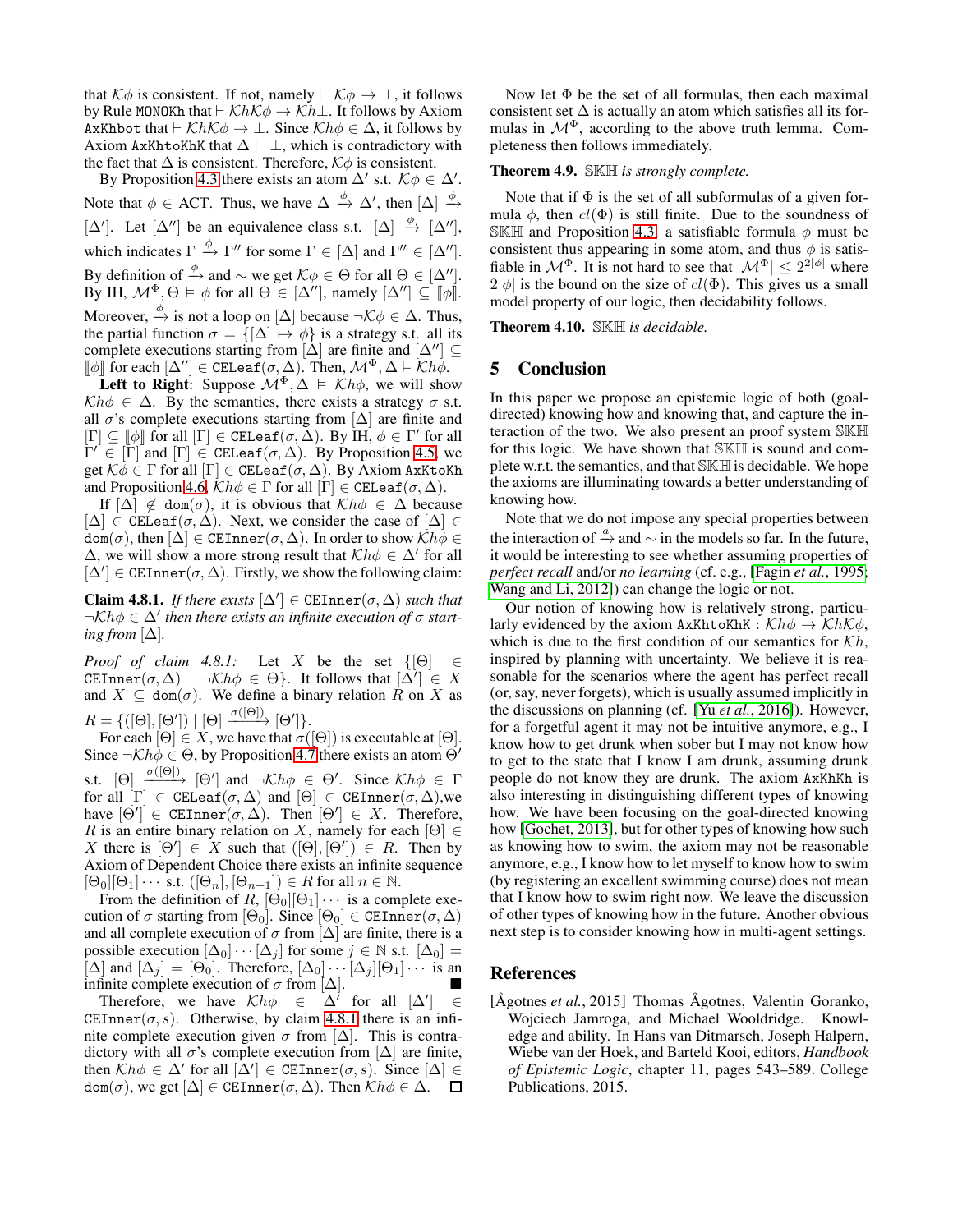that $\mathcal{K}\phi$ is consistent. If not, namely $\vdash \mathcal{K}\phi \to \bot$, it follows by Rule MONOKh that $\vdash \mathcal{K}h\mathcal{K}\phi \to \mathcal{K}h\bot$. It follows by Axiom AxKhbot that $\vdash \mathcal{K}h\mathcal{K}\phi \to \bot$. Since $\mathcal{K}h\phi \in \Delta$, it follows by Axiom AxKhtoKhK that $\Delta \vdash \bot$, which is contradictory with the fact that $\Delta$ is consistent. Therefore, $\mathcal{K}\phi$ is consistent.

By Proposition 4.3 there exists an atom $\Delta'$ s.t. $\mathcal{K}\phi \in \Delta'$. Note that $\phi \in$ ACT. Thus, we have $\Delta \xrightarrow{\phi} \Delta'$, then $[\Delta] \xrightarrow{\phi} [\Delta']$. Let $[\Delta'']$ be an equivalence class s.t. $[\Delta] \xrightarrow{\phi} [\Delta'']$, which indicates $\Gamma \xrightarrow{\phi} \Gamma''$ for some $\Gamma \in [\Delta]$ and $\Gamma'' \in [\Delta'']$. By definition of $\xrightarrow{\phi}$ and $\sim$ we get $\mathcal{K}\phi \in \Theta$ for all $\Theta \in [\Delta'']$. By IH, $\mathcal{M}^\Phi, \Theta \vDash \phi$ for all $\Theta \in [\Delta'']$, namely $[\Delta''] \subseteq [\![\phi]\!]$. Moreover, $\xrightarrow{\phi}$ is not a loop on $[\Delta]$ because $\neg\mathcal{K}\phi \in \Delta$. Thus, the partial function $\sigma = \{[\Delta] \mapsto \phi\}$ is a strategy s.t. all its complete executions starting from $[\Delta]$ are finite and $[\Delta''] \subseteq [\![\phi]\!]$ for each $[\Delta''] \in$ CELeaf$(\sigma, \Delta)$. Then, $\mathcal{M}^\Phi, \Delta \vDash \mathcal{K}h\phi$.

**Left to Right**: Suppose $\mathcal{M}^\Phi, \Delta \vDash \mathcal{K}h\phi$, we will show $\mathcal{K}h\phi \in \Delta$. By the semantics, there exists a strategy $\sigma$ s.t. all $\sigma$'s complete executions starting from $[\Delta]$ are finite and $[\Gamma] \subseteq [\![\phi]\!]$ for all $[\Gamma] \in$ CELeaf$(\sigma, \Delta)$. By IH, $\phi \in \Gamma'$ for all $\Gamma' \in [\Gamma]$ and $[\Gamma] \in$ CELeaf$(\sigma, \Delta)$. By Proposition 4.5, we get $\mathcal{K}\phi \in \Gamma$ for all $[\Gamma] \in$ CELeaf$(\sigma, \Delta)$. By Axiom AxKtoKh and Proposition 4.6, $\mathcal{K}h\phi \in \Gamma$ for all $[\Gamma] \in$ CELeaf$(\sigma, \Delta)$.

If $[\Delta] \notin$ dom$(\sigma)$, it is obvious that $\mathcal{K}h\phi \in \Delta$ because $[\Delta] \in$ CELeaf$(\sigma, \Delta)$. Next, we consider the case of $[\Delta] \in$ dom$(\sigma)$, then $[\Delta] \in$ CEInner$(\sigma, \Delta)$. In order to show $\mathcal{K}h\phi \in \Delta$, we will show a more strong result that $\mathcal{K}h\phi \in \Delta'$ for all $[\Delta'] \in$ CEInner$(\sigma, \Delta)$. Firstly, we show the following claim:

**Claim 4.8.1.** *If there exists $[\Delta'] \in$ CEInner$(\sigma, \Delta)$ such that $\neg\mathcal{K}h\phi \in \Delta'$ then there exists an infinite execution of $\sigma$ starting from $[\Delta]$.*

*Proof of claim 4.8.1:* Let $X$ be the set $\{[\Theta] \in$ CEInner$(\sigma, \Delta) \mid \neg\mathcal{K}h\phi \in \Theta\}$. It follows that $[\Delta'] \in X$ and $X \subseteq$ dom$(\sigma)$. We define a binary relation $R$ on $X$ as $R = \{([\Theta], [\Theta']) \mid [\Theta] \xrightarrow{\sigma([\Theta])} [\Theta']\}$.

For each $[\Theta] \in X$, we have that $\sigma([\Theta])$ is executable at $[\Theta]$. Since $\neg\mathcal{K}h\phi \in \Theta$, by Proposition 4.7 there exists an atom $\Theta'$ s.t. $[\Theta] \xrightarrow{\sigma([\Theta])} [\Theta']$ and $\neg\mathcal{K}h\phi \in \Theta'$. Since $\mathcal{K}h\phi \in \Gamma$ for all $[\Gamma] \in$ CELeaf$(\sigma, \Delta)$ and $[\Theta] \in$ CEInner$(\sigma, \Delta)$,we have $[\Theta'] \in$ CEInner$(\sigma, \Delta)$. Then $[\Theta'] \in X$. Therefore, $R$ is an entire binary relation on $X$, namely for each $[\Theta] \in X$ there is $[\Theta'] \in X$ such that $([\Theta], [\Theta']) \in R$. Then by Axiom of Dependent Choice there exists an infinite sequence $[\Theta_0][\Theta_1]\cdots$ s.t. $([\Theta_n], [\Theta_{n+1}]) \in R$ for all $n \in \mathbb{N}$.

From the definition of $R$, $[\Theta_0][\Theta_1]\cdots$ is a complete execution of $\sigma$ starting from $[\Theta_0]$. Since $[\Theta_0] \in$ CEInner$(\sigma, \Delta)$ and all complete execution of $\sigma$ from $[\Delta]$ are finite, there is a possible execution $[\Delta_0]\cdots[\Delta_j]$ for some $j \in \mathbb{N}$ s.t. $[\Delta_0] = [\Delta]$ and $[\Delta_j] = [\Theta_0]$. Therefore, $[\Delta_0]\cdots[\Delta_j][\Theta_1]\cdots$ is an infinite complete execution of $\sigma$ from $[\Delta]$. ∎

Therefore, we have $\mathcal{K}h\phi \in \Delta'$ for all $[\Delta'] \in$ CEInner$(\sigma, s)$. Otherwise, by claim 4.8.1 there is an infinite complete execution given $\sigma$ from $[\Delta]$. This is contradictory with all $\sigma$'s complete execution from $[\Delta]$ are finite, then $\mathcal{K}h\phi \in \Delta'$ for all $[\Delta'] \in$ CEInner$(\sigma, s)$. Since $[\Delta] \in$ dom$(\sigma)$, we get $[\Delta] \in$ CEInner$(\sigma, \Delta)$. Then $\mathcal{K}h\phi \in \Delta$. □

Now let $\Phi$ be the set of all formulas, then each maximal consistent set $\Delta$ is actually an atom which satisfies all its formulas in $\mathcal{M}^\Phi$, according to the above truth lemma. Completeness then follows immediately.

**Theorem 4.9.** *$\mathbb{SKH}$ is strongly complete.*

Note that if $\Phi$ is the set of all subformulas of a given formula $\phi$, then $cl(\Phi)$ is still finite. Due to the soundness of $\mathbb{SKH}$ and Proposition 4.3, a satisfiable formula $\phi$ must be consistent thus appearing in some atom, and thus $\phi$ is satisfiable in $\mathcal{M}^\Phi$. It is not hard to see that $|\mathcal{M}^\Phi| \leq 2^{2|\phi|}$ where $2|\phi|$ is the bound on the size of $cl(\Phi)$. This gives us a small model property of our logic, then decidability follows.

**Theorem 4.10.** *$\mathbb{SKH}$ is decidable.*

## 5 Conclusion

In this paper we propose an epistemic logic of both (goal-directed) knowing how and knowing that, and capture the interaction of the two. We also present an proof system $\mathbb{SKH}$ for this logic. We have shown that $\mathbb{SKH}$ is sound and complete w.r.t. the semantics, and that $\mathbb{SKH}$ is decidable. We hope the axioms are illuminating towards a better understanding of knowing how.

Note that we do not impose any special properties between the interaction of $\xrightarrow{a}$ and $\sim$ in the models so far. In the future, it would be interesting to see whether assuming properties of *perfect recall* and/or *no learning* (cf. e.g., [Fagin *et al.*, 1995; Wang and Li, 2012]) can change the logic or not.

Our notion of knowing how is relatively strong, particularly evidenced by the axiom AxKhtoKhK : $\mathcal{K}h\phi \to \mathcal{K}h\mathcal{K}\phi$, which is due to the first condition of our semantics for $\mathcal{K}h$, inspired by planning with uncertainty. We believe it is reasonable for the scenarios where the agent has perfect recall (or, say, never forgets), which is usually assumed implicitly in the discussions on planning (cf. [Yu *et al.*, 2016]). However, for a forgetful agent it may not be intuitive anymore, e.g., I know how to get drunk when sober but I may not know how to get to the state that I know I am drunk, assuming drunk people do not know they are drunk. The axiom AxKhKh is also interesting in distinguishing different types of knowing how. We have been focusing on the goal-directed knowing how [Gochet, 2013], but for other types of knowing how such as knowing how to swim, the axiom may not be reasonable anymore, e.g., I know how to let myself to know how to swim (by registering an excellent swimming course) does not mean that I know how to swim right now. We leave the discussion of other types of knowing how in the future. Another obvious next step is to consider knowing how in multi-agent settings.

## References

[Ågotnes *et al.*, 2015] Thomas Ågotnes, Valentin Goranko, Wojciech Jamroga, and Michael Wooldridge. Knowledge and ability. In Hans van Ditmarsch, Joseph Halpern, Wiebe van der Hoek, and Barteld Kooi, editors, *Handbook of Epistemic Logic*, chapter 11, pages 543–589. College Publications, 2015.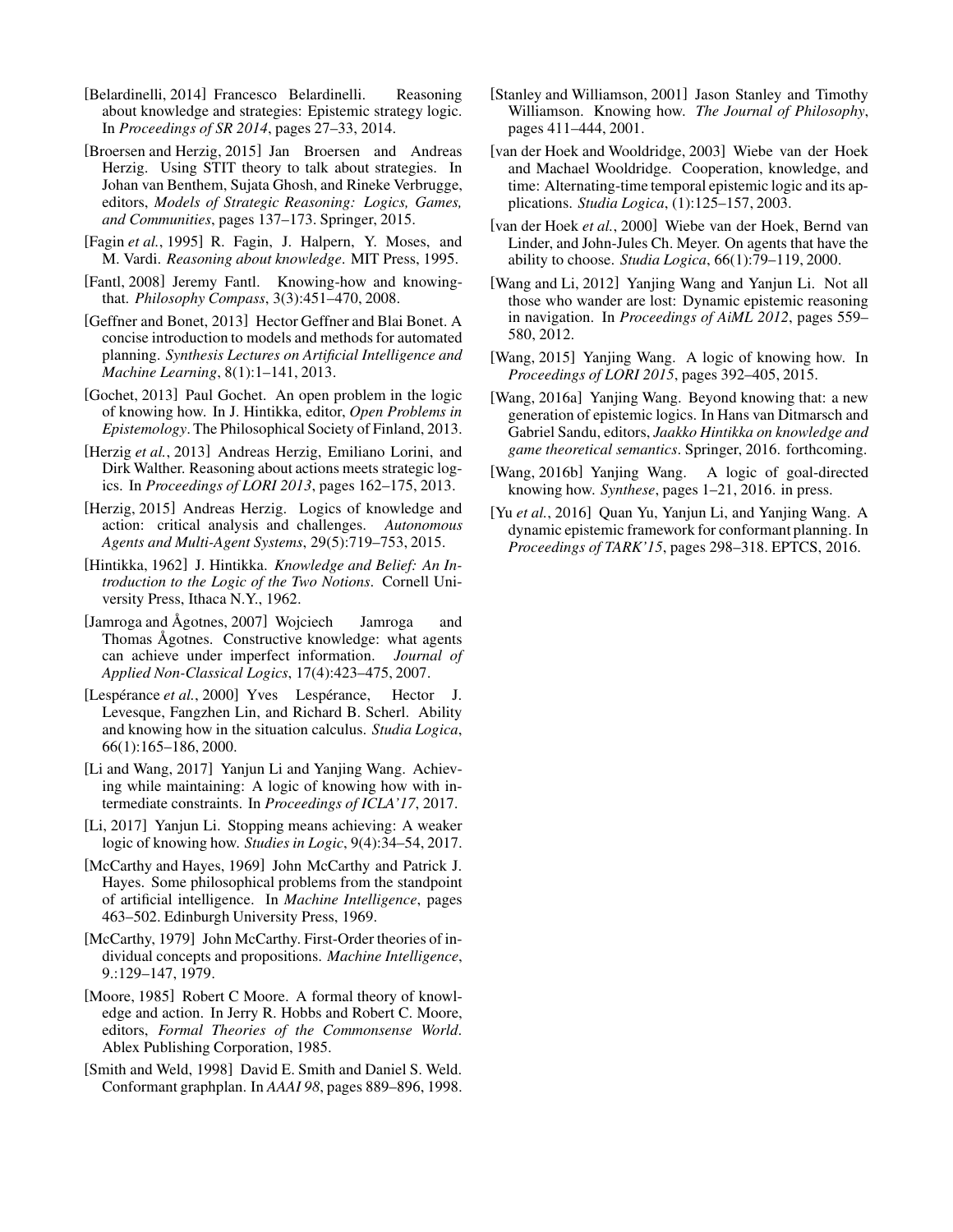[Belardinelli, 2014] Francesco Belardinelli. Reasoning about knowledge and strategies: Epistemic strategy logic. In *Proceedings of SR 2014*, pages 27–33, 2014.

[Broersen and Herzig, 2015] Jan Broersen and Andreas Herzig. Using STIT theory to talk about strategies. In Johan van Benthem, Sujata Ghosh, and Rineke Verbrugge, editors, *Models of Strategic Reasoning: Logics, Games, and Communities*, pages 137–173. Springer, 2015.

[Fagin *et al.*, 1995] R. Fagin, J. Halpern, Y. Moses, and M. Vardi. *Reasoning about knowledge*. MIT Press, 1995.

[Fantl, 2008] Jeremy Fantl. Knowing-how and knowing-that. *Philosophy Compass*, 3(3):451–470, 2008.

[Geffner and Bonet, 2013] Hector Geffner and Blai Bonet. A concise introduction to models and methods for automated planning. *Synthesis Lectures on Artificial Intelligence and Machine Learning*, 8(1):1–141, 2013.

[Gochet, 2013] Paul Gochet. An open problem in the logic of knowing how. In J. Hintikka, editor, *Open Problems in Epistemology*. The Philosophical Society of Finland, 2013.

[Herzig *et al.*, 2013] Andreas Herzig, Emiliano Lorini, and Dirk Walther. Reasoning about actions meets strategic logics. In *Proceedings of LORI 2013*, pages 162–175, 2013.

[Herzig, 2015] Andreas Herzig. Logics of knowledge and action: critical analysis and challenges. *Autonomous Agents and Multi-Agent Systems*, 29(5):719–753, 2015.

[Hintikka, 1962] J. Hintikka. *Knowledge and Belief: An Introduction to the Logic of the Two Notions*. Cornell University Press, Ithaca N.Y., 1962.

[Jamroga and Ågotnes, 2007] Wojciech Jamroga and Thomas Ågotnes. Constructive knowledge: what agents can achieve under imperfect information. *Journal of Applied Non-Classical Logics*, 17(4):423–475, 2007.

[Lespérance *et al.*, 2000] Yves Lespérance, Hector J. Levesque, Fangzhen Lin, and Richard B. Scherl. Ability and knowing how in the situation calculus. *Studia Logica*, 66(1):165–186, 2000.

[Li and Wang, 2017] Yanjun Li and Yanjing Wang. Achieving while maintaining: A logic of knowing how with intermediate constraints. In *Proceedings of ICLA'17*, 2017.

[Li, 2017] Yanjun Li. Stopping means achieving: A weaker logic of knowing how. *Studies in Logic*, 9(4):34–54, 2017.

[McCarthy and Hayes, 1969] John McCarthy and Patrick J. Hayes. Some philosophical problems from the standpoint of artificial intelligence. In *Machine Intelligence*, pages 463–502. Edinburgh University Press, 1969.

[McCarthy, 1979] John McCarthy. First-Order theories of individual concepts and propositions. *Machine Intelligence*, 9.:129–147, 1979.

[Moore, 1985] Robert C Moore. A formal theory of knowledge and action. In Jerry R. Hobbs and Robert C. Moore, editors, *Formal Theories of the Commonsense World*. Ablex Publishing Corporation, 1985.

[Smith and Weld, 1998] David E. Smith and Daniel S. Weld. Conformant graphplan. In *AAAI 98*, pages 889–896, 1998.

[Stanley and Williamson, 2001] Jason Stanley and Timothy Williamson. Knowing how. *The Journal of Philosophy*, pages 411–444, 2001.

[van der Hoek and Wooldridge, 2003] Wiebe van der Hoek and Machael Wooldridge. Cooperation, knowledge, and time: Alternating-time temporal epistemic logic and its applications. *Studia Logica*, (1):125–157, 2003.

[van der Hoek *et al.*, 2000] Wiebe van der Hoek, Bernd van Linder, and John-Jules Ch. Meyer. On agents that have the ability to choose. *Studia Logica*, 66(1):79–119, 2000.

[Wang and Li, 2012] Yanjing Wang and Yanjun Li. Not all those who wander are lost: Dynamic epistemic reasoning in navigation. In *Proceedings of AiML 2012*, pages 559–580, 2012.

[Wang, 2015] Yanjing Wang. A logic of knowing how. In *Proceedings of LORI 2015*, pages 392–405, 2015.

[Wang, 2016a] Yanjing Wang. Beyond knowing that: a new generation of epistemic logics. In Hans van Ditmarsch and Gabriel Sandu, editors, *Jaakko Hintikka on knowledge and game theoretical semantics*. Springer, 2016. forthcoming.

[Wang, 2016b] Yanjing Wang. A logic of goal-directed knowing how. *Synthese*, pages 1–21, 2016. in press.

[Yu *et al.*, 2016] Quan Yu, Yanjun Li, and Yanjing Wang. A dynamic epistemic framework for conformant planning. In *Proceedings of TARK'15*, pages 298–318. EPTCS, 2016.